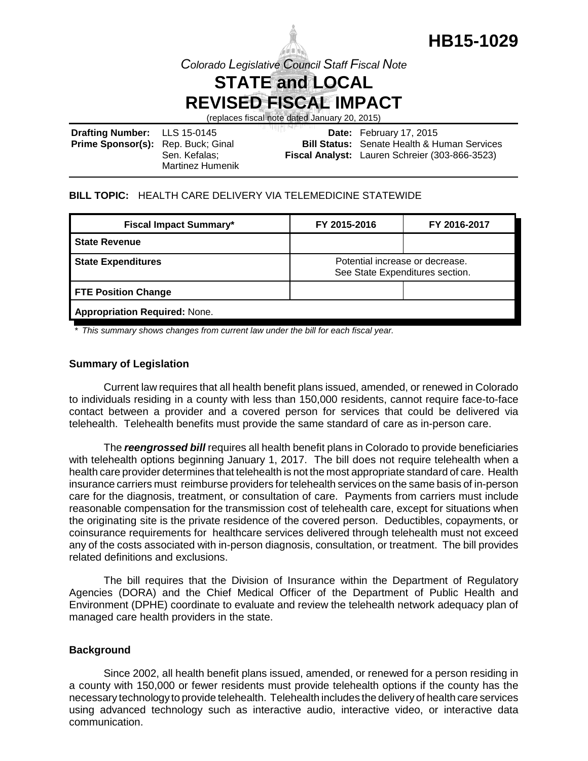# HB15-1029

*Colorado Legislative Council Staff Fiscal Note*

# STATE and LOCAL REVISED FISCAL IMPACT

(replaces fiscal note dated January 20, 2015)

**Drafting Number:** LLS 15-0145
**Prime Sponsor(s):** Rep. Buck; Ginal
Sen. Kefalas; Martinez Humenik

**Date:** February 17, 2015
**Bill Status:** Senate Health & Human Services
**Fiscal Analyst:** Lauren Schreier (303-866-3523)

**BILL TOPIC:** HEALTH CARE DELIVERY VIA TELEMEDICINE STATEWIDE

| Fiscal Impact Summary* | FY 2015-2016 | FY 2016-2017 |
|---|---|---|
| **State Revenue** | | |
| **State Expenditures** | Potential increase or decrease. See State Expenditures section. | |
| **FTE Position Change** | | |
| **Appropriation Required:** None. | | |

\* *This summary shows changes from current law under the bill for each fiscal year.*

## Summary of Legislation

Current law requires that all health benefit plans issued, amended, or renewed in Colorado to individuals residing in a county with less than 150,000 residents, cannot require face-to-face contact between a provider and a covered person for services that could be delivered via telehealth. Telehealth benefits must provide the same standard of care as in-person care.

The ***reengrossed bill*** requires all health benefit plans in Colorado to provide beneficiaries with telehealth options beginning January 1, 2017. The bill does not require telehealth when a health care provider determines that telehealth is not the most appropriate standard of care. Health insurance carriers must reimburse providers for telehealth services on the same basis of in-person care for the diagnosis, treatment, or consultation of care. Payments from carriers must include reasonable compensation for the transmission cost of telehealth care, except for situations when the originating site is the private residence of the covered person. Deductibles, copayments, or coinsurance requirements for healthcare services delivered through telehealth must not exceed any of the costs associated with in-person diagnosis, consultation, or treatment. The bill provides related definitions and exclusions.

The bill requires that the Division of Insurance within the Department of Regulatory Agencies (DORA) and the Chief Medical Officer of the Department of Public Health and Environment (DPHE) coordinate to evaluate and review the telehealth network adequacy plan of managed care health providers in the state.

## Background

Since 2002, all health benefit plans issued, amended, or renewed for a person residing in a county with 150,000 or fewer residents must provide telehealth options if the county has the necessary technology to provide telehealth. Telehealth includes the delivery of health care services using advanced technology such as interactive audio, interactive video, or interactive data communication.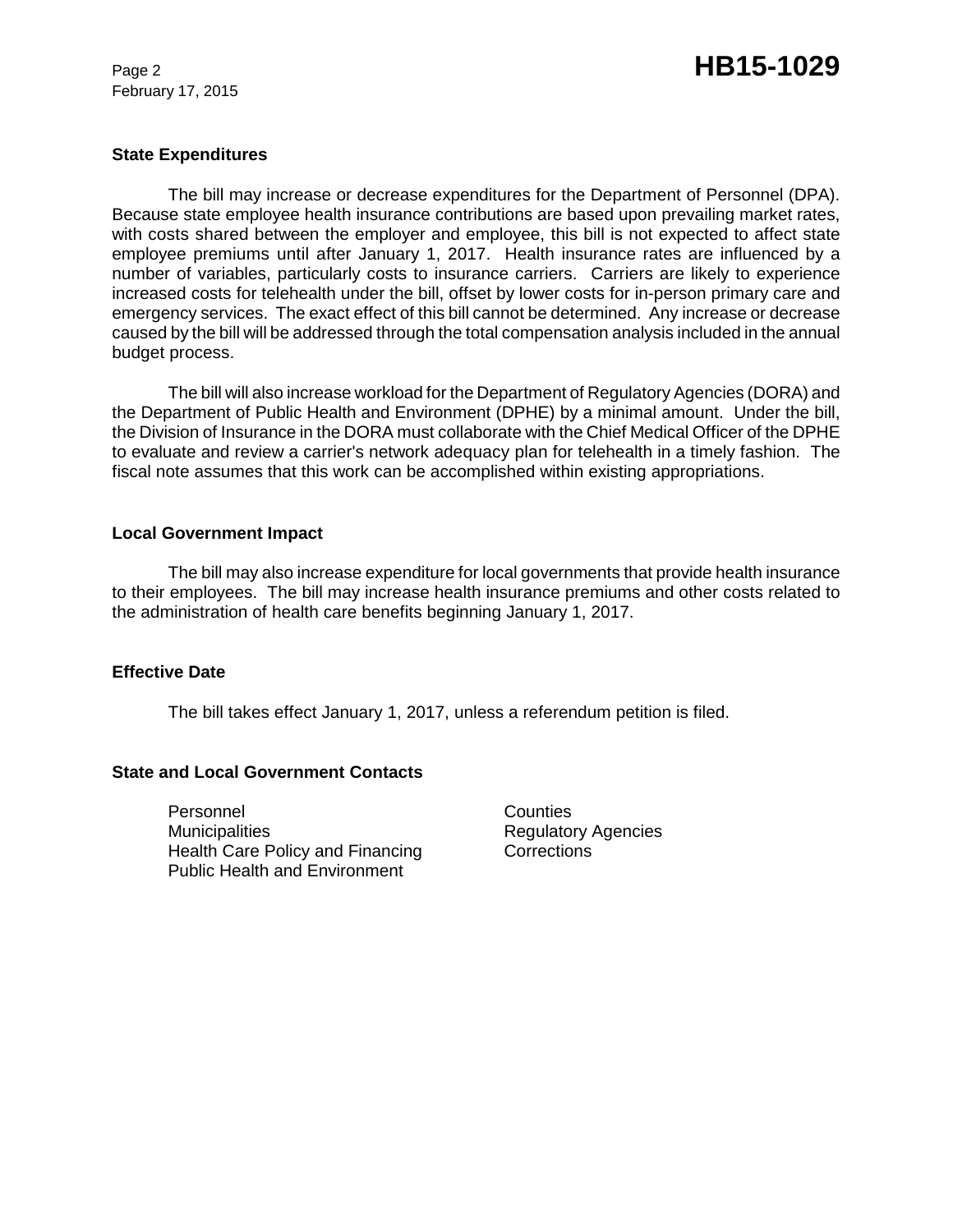## State Expenditures

The bill may increase or decrease expenditures for the Department of Personnel (DPA). Because state employee health insurance contributions are based upon prevailing market rates, with costs shared between the employer and employee, this bill is not expected to affect state employee premiums until after January 1, 2017. Health insurance rates are influenced by a number of variables, particularly costs to insurance carriers. Carriers are likely to experience increased costs for telehealth under the bill, offset by lower costs for in-person primary care and emergency services. The exact effect of this bill cannot be determined. Any increase or decrease caused by the bill will be addressed through the total compensation analysis included in the annual budget process.

The bill will also increase workload for the Department of Regulatory Agencies (DORA) and the Department of Public Health and Environment (DPHE) by a minimal amount. Under the bill, the Division of Insurance in the DORA must collaborate with the Chief Medical Officer of the DPHE to evaluate and review a carrier's network adequacy plan for telehealth in a timely fashion. The fiscal note assumes that this work can be accomplished within existing appropriations.

## Local Government Impact

The bill may also increase expenditure for local governments that provide health insurance to their employees. The bill may increase health insurance premiums and other costs related to the administration of health care benefits beginning January 1, 2017.

## Effective Date

The bill takes effect January 1, 2017, unless a referendum petition is filed.

## State and Local Government Contacts

| | |
|---|---|
| Personnel | Counties |
| Municipalities | Regulatory Agencies |
| Health Care Policy and Financing | Corrections |
| Public Health and Environment | |